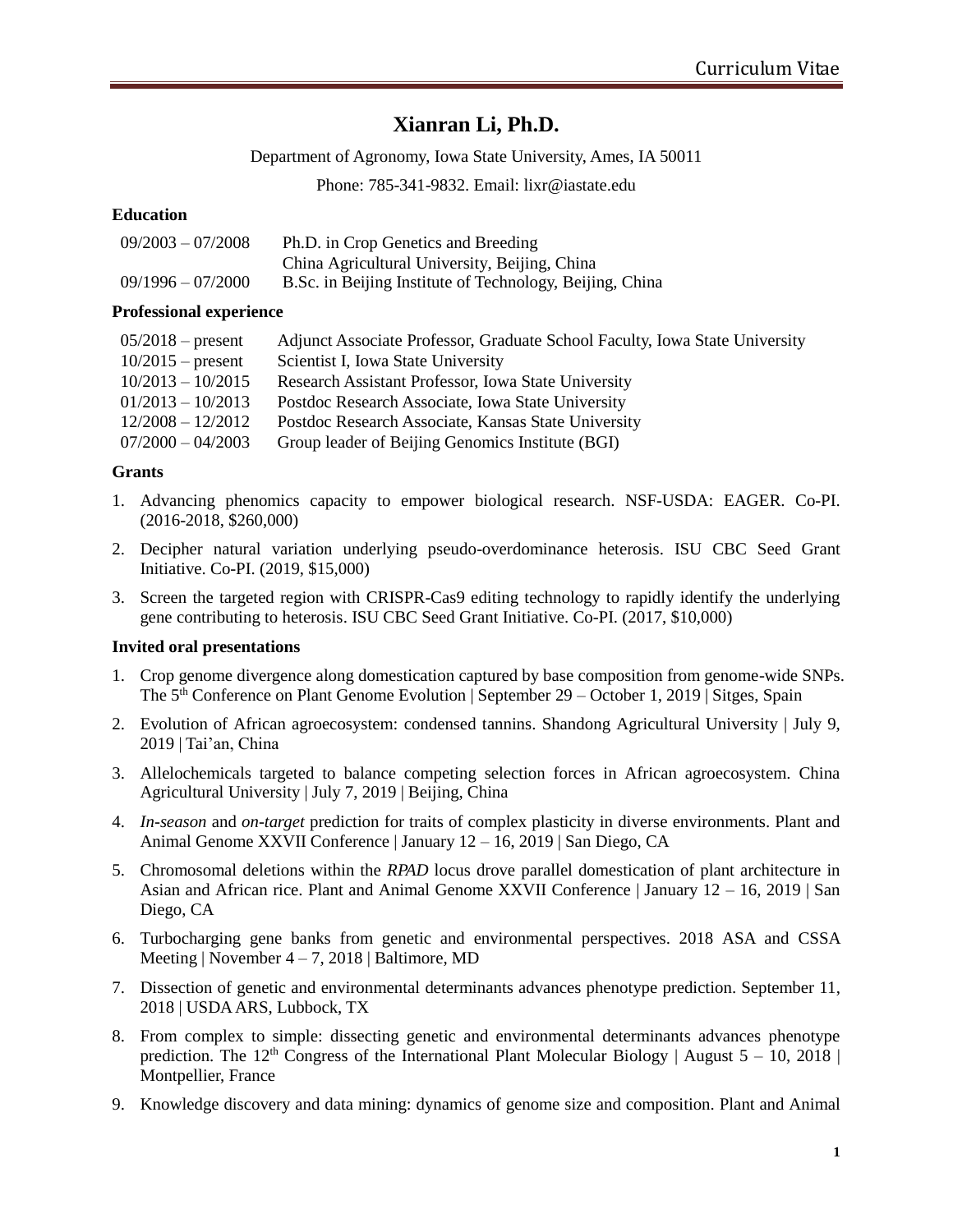# Xianran Li, Ph.D.

Department of Agronomy, Iowa State University, Ames, IA 50011

Phone: 785-341-9832. Email: lixr@iastate.edu

## Education

| | |
|---|---|
| 09/2003 – 07/2008 | Ph.D. in Crop Genetics and Breeding<br>China Agricultural University, Beijing, China |
| 09/1996 – 07/2000 | B.Sc. in Beijing Institute of Technology, Beijing, China |

## Professional experience

| | |
|---|---|
| 05/2018 – present | Adjunct Associate Professor, Graduate School Faculty, Iowa State University |
| 10/2015 – present | Scientist I, Iowa State University |
| 10/2013 – 10/2015 | Research Assistant Professor, Iowa State University |
| 01/2013 – 10/2013 | Postdoc Research Associate, Iowa State University |
| 12/2008 – 12/2012 | Postdoc Research Associate, Kansas State University |
| 07/2000 – 04/2003 | Group leader of Beijing Genomics Institute (BGI) |

## Grants

1. Advancing phenomics capacity to empower biological research. NSF-USDA: EAGER. Co-PI. (2016-2018, $260,000)
2. Decipher natural variation underlying pseudo-overdominance heterosis. ISU CBC Seed Grant Initiative. Co-PI. (2019, $15,000)
3. Screen the targeted region with CRISPR-Cas9 editing technology to rapidly identify the underlying gene contributing to heterosis. ISU CBC Seed Grant Initiative. Co-PI. (2017, $10,000)

## Invited oral presentations

1. Crop genome divergence along domestication captured by base composition from genome-wide SNPs. The 5th Conference on Plant Genome Evolution | September 29 – October 1, 2019 | Sitges, Spain
2. Evolution of African agroecosystem: condensed tannins. Shandong Agricultural University | July 9, 2019 | Tai'an, China
3. Allelochemicals targeted to balance competing selection forces in African agroecosystem. China Agricultural University | July 7, 2019 | Beijing, China
4. *In-season* and *on-target* prediction for traits of complex plasticity in diverse environments. Plant and Animal Genome XXVII Conference | January 12 – 16, 2019 | San Diego, CA
5. Chromosomal deletions within the *RPAD* locus drove parallel domestication of plant architecture in Asian and African rice. Plant and Animal Genome XXVII Conference | January 12 – 16, 2019 | San Diego, CA
6. Turbocharging gene banks from genetic and environmental perspectives. 2018 ASA and CSSA Meeting | November 4 – 7, 2018 | Baltimore, MD
7. Dissection of genetic and environmental determinants advances phenotype prediction. September 11, 2018 | USDA ARS, Lubbock, TX
8. From complex to simple: dissecting genetic and environmental determinants advances phenotype prediction. The 12th Congress of the International Plant Molecular Biology | August 5 – 10, 2018 | Montpellier, France
9. Knowledge discovery and data mining: dynamics of genome size and composition. Plant and Animal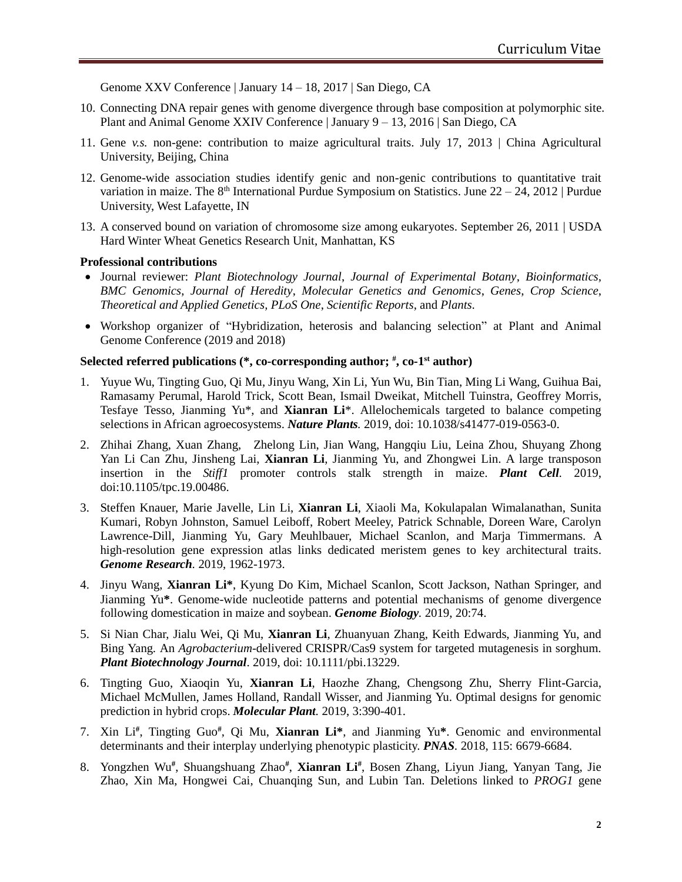Genome XXV Conference | January 14 – 18, 2017 | San Diego, CA

10. Connecting DNA repair genes with genome divergence through base composition at polymorphic site. Plant and Animal Genome XXIV Conference | January 9 – 13, 2016 | San Diego, CA
11. Gene *v.s.* non-gene: contribution to maize agricultural traits. July 17, 2013 | China Agricultural University, Beijing, China
12. Genome-wide association studies identify genic and non-genic contributions to quantitative trait variation in maize. The 8th International Purdue Symposium on Statistics. June 22 – 24, 2012 | Purdue University, West Lafayette, IN
13. A conserved bound on variation of chromosome size among eukaryotes. September 26, 2011 | USDA Hard Winter Wheat Genetics Research Unit, Manhattan, KS

**Professional contributions**

- Journal reviewer: *Plant Biotechnology Journal*, *Journal of Experimental Botany*, *Bioinformatics*, *BMC Genomics*, *Journal of Heredity*, *Molecular Genetics and Genomics*, *Genes*, *Crop Science*, *Theoretical and Applied Genetics*, *PLoS One*, *Scientific Reports*, and *Plants*.
- Workshop organizer of "Hybridization, heterosis and balancing selection" at Plant and Animal Genome Conference (2019 and 2018)

**Selected referred publications (*, co-corresponding author; #, co-1st author)**

1. Yuyue Wu, Tingting Guo, Qi Mu, Jinyu Wang, Xin Li, Yun Wu, Bin Tian, Ming Li Wang, Guihua Bai, Ramasamy Perumal, Harold Trick, Scott Bean, Ismail Dweikat, Mitchell Tuinstra, Geoffrey Morris, Tesfaye Tesso, Jianming Yu*, and **Xianran Li***. Allelochemicals targeted to balance competing selections in African agroecosystems. ***Nature Plants.*** 2019, doi: 10.1038/s41477-019-0563-0.
2. Zhihai Zhang, Xuan Zhang, Zhelong Lin, Jian Wang, Hangqiu Liu, Leina Zhou, Shuyang Zhong Yan Li Can Zhu, Jinsheng Lai, **Xianran Li**, Jianming Yu, and Zhongwei Lin. A large transposon insertion in the *Stiff1* promoter controls stalk strength in maize. ***Plant Cell.*** 2019, doi:10.1105/tpc.19.00486.
3. Steffen Knauer, Marie Javelle, Lin Li, **Xianran Li**, Xiaoli Ma, Kokulapalan Wimalanathan, Sunita Kumari, Robyn Johnston, Samuel Leiboff, Robert Meeley, Patrick Schnable, Doreen Ware, Carolyn Lawrence-Dill, Jianming Yu, Gary Meuhlbauer, Michael Scanlon, and Marja Timmermans. A high-resolution gene expression atlas links dedicated meristem genes to key architectural traits. ***Genome Research.*** 2019, 1962-1973.
4. Jinyu Wang, **Xianran Li***, Kyung Do Kim, Michael Scanlon, Scott Jackson, Nathan Springer, and Jianming Yu**\***. Genome-wide nucleotide patterns and potential mechanisms of genome divergence following domestication in maize and soybean. ***Genome Biology.*** 2019, 20:74.
5. Si Nian Char, Jialu Wei, Qi Mu, **Xianran Li**, Zhuanyuan Zhang, Keith Edwards, Jianming Yu, and Bing Yang. An *Agrobacterium*-delivered CRISPR/Cas9 system for targeted mutagenesis in sorghum. ***Plant Biotechnology Journal***. 2019, doi: 10.1111/pbi.13229.
6. Tingting Guo, Xiaoqin Yu, **Xianran Li**, Haozhe Zhang, Chengsong Zhu, Sherry Flint-Garcia, Michael McMullen, James Holland, Randall Wisser, and Jianming Yu. Optimal designs for genomic prediction in hybrid crops. ***Molecular Plant.*** 2019, 3:390-401.
7. Xin Li#, Tingting Guo#, Qi Mu, **Xianran Li***, and Jianming Yu**\***. Genomic and environmental determinants and their interplay underlying phenotypic plasticity. ***PNAS***. 2018, 115: 6679-6684.
8. Yongzhen Wu#, Shuangshuang Zhao#, **Xianran Li#**, Bosen Zhang, Liyun Jiang, Yanyan Tang, Jie Zhao, Xin Ma, Hongwei Cai, Chuanqing Sun, and Lubin Tan. Deletions linked to *PROG1* gene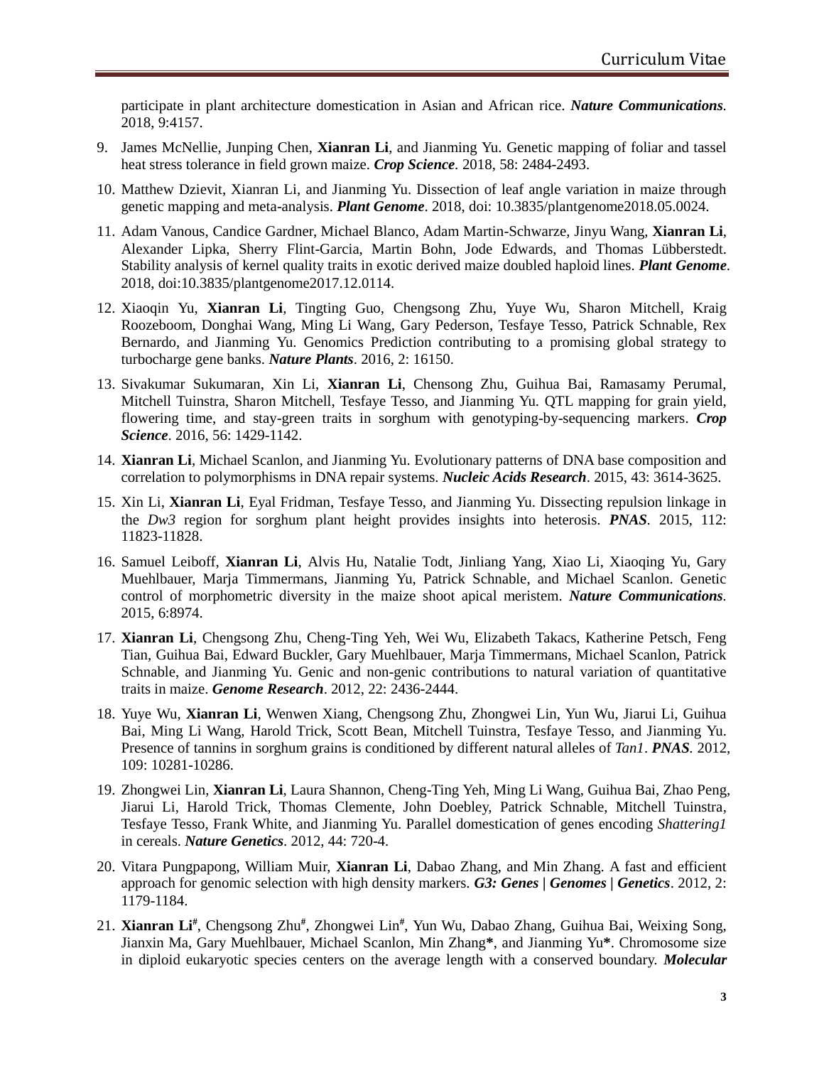participate in plant architecture domestication in Asian and African rice. ***Nature Communications***. 2018, 9:4157.

9. James McNellie, Junping Chen, **Xianran Li**, and Jianming Yu. Genetic mapping of foliar and tassel heat stress tolerance in field grown maize. ***Crop Science***. 2018, 58: 2484-2493.
10. Matthew Dzievit, Xianran Li, and Jianming Yu. Dissection of leaf angle variation in maize through genetic mapping and meta-analysis. ***Plant Genome***. 2018, doi: 10.3835/plantgenome2018.05.0024.
11. Adam Vanous, Candice Gardner, Michael Blanco, Adam Martin-Schwarze, Jinyu Wang, **Xianran Li**, Alexander Lipka, Sherry Flint-Garcia, Martin Bohn, Jode Edwards, and Thomas Lübberstedt. Stability analysis of kernel quality traits in exotic derived maize doubled haploid lines. ***Plant Genome***. 2018, doi:10.3835/plantgenome2017.12.0114.
12. Xiaoqin Yu, **Xianran Li**, Tingting Guo, Chengsong Zhu, Yuye Wu, Sharon Mitchell, Kraig Roozeboom, Donghai Wang, Ming Li Wang, Gary Pederson, Tesfaye Tesso, Patrick Schnable, Rex Bernardo, and Jianming Yu. Genomics Prediction contributing to a promising global strategy to turbocharge gene banks. ***Nature Plants***. 2016, 2: 16150.
13. Sivakumar Sukumaran, Xin Li, **Xianran Li**, Chensong Zhu, Guihua Bai, Ramasamy Perumal, Mitchell Tuinstra, Sharon Mitchell, Tesfaye Tesso, and Jianming Yu. QTL mapping for grain yield, flowering time, and stay-green traits in sorghum with genotyping-by-sequencing markers. ***Crop Science***. 2016, 56: 1429-1142.
14. **Xianran Li**, Michael Scanlon, and Jianming Yu. Evolutionary patterns of DNA base composition and correlation to polymorphisms in DNA repair systems. ***Nucleic Acids Research***. 2015, 43: 3614-3625.
15. Xin Li, **Xianran Li**, Eyal Fridman, Tesfaye Tesso, and Jianming Yu. Dissecting repulsion linkage in the *Dw3* region for sorghum plant height provides insights into heterosis. ***PNAS***. 2015, 112: 11823-11828.
16. Samuel Leiboff, **Xianran Li**, Alvis Hu, Natalie Todt, Jinliang Yang, Xiao Li, Xiaoqing Yu, Gary Muehlbauer, Marja Timmermans, Jianming Yu, Patrick Schnable, and Michael Scanlon. Genetic control of morphometric diversity in the maize shoot apical meristem. ***Nature Communications***. 2015, 6:8974.
17. **Xianran Li**, Chengsong Zhu, Cheng-Ting Yeh, Wei Wu, Elizabeth Takacs, Katherine Petsch, Feng Tian, Guihua Bai, Edward Buckler, Gary Muehlbauer, Marja Timmermans, Michael Scanlon, Patrick Schnable, and Jianming Yu. Genic and non-genic contributions to natural variation of quantitative traits in maize. ***Genome Research***. 2012, 22: 2436-2444.
18. Yuye Wu, **Xianran Li**, Wenwen Xiang, Chengsong Zhu, Zhongwei Lin, Yun Wu, Jiarui Li, Guihua Bai, Ming Li Wang, Harold Trick, Scott Bean, Mitchell Tuinstra, Tesfaye Tesso, and Jianming Yu. Presence of tannins in sorghum grains is conditioned by different natural alleles of *Tan1*. ***PNAS***. 2012, 109: 10281-10286.
19. Zhongwei Lin, **Xianran Li**, Laura Shannon, Cheng-Ting Yeh, Ming Li Wang, Guihua Bai, Zhao Peng, Jiarui Li, Harold Trick, Thomas Clemente, John Doebley, Patrick Schnable, Mitchell Tuinstra, Tesfaye Tesso, Frank White, and Jianming Yu. Parallel domestication of genes encoding *Shattering1* in cereals. ***Nature Genetics***. 2012, 44: 720-4.
20. Vitara Pungpapong, William Muir, **Xianran Li**, Dabao Zhang, and Min Zhang. A fast and efficient approach for genomic selection with high density markers. ***G3: Genes | Genomes | Genetics***. 2012, 2: 1179-1184.
21. **Xianran Li**[#], Chengsong Zhu[#], Zhongwei Lin[#], Yun Wu, Dabao Zhang, Guihua Bai, Weixing Song, Jianxin Ma, Gary Muehlbauer, Michael Scanlon, Min Zhang**\***, and Jianming Yu**\***. Chromosome size in diploid eukaryotic species centers on the average length with a conserved boundary. ***Molecular***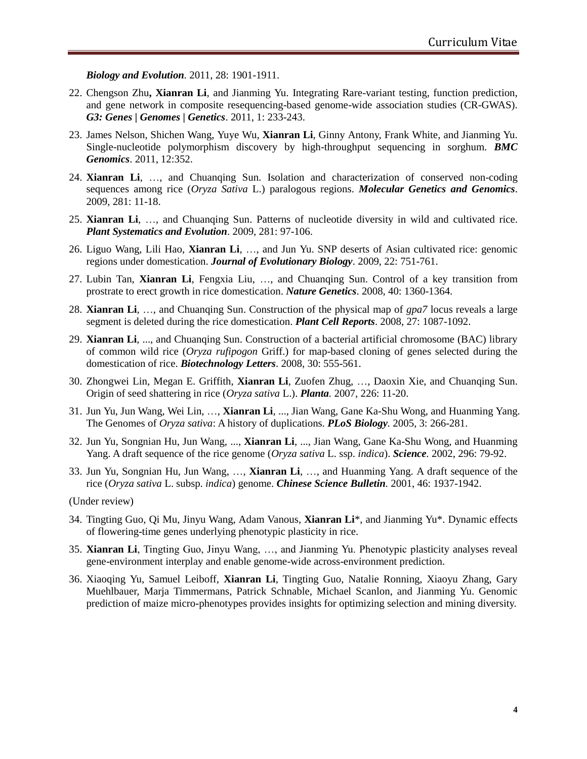***Biology and Evolution***. 2011, 28: 1901-1911.

22. Chengson Zhu**, Xianran Li**, and Jianming Yu. Integrating Rare-variant testing, function prediction, and gene network in composite resequencing-based genome-wide association studies (CR-GWAS). ***G3: Genes | Genomes | Genetics***. 2011, 1: 233-243.
23. James Nelson, Shichen Wang, Yuye Wu, **Xianran Li**, Ginny Antony, Frank White, and Jianming Yu. Single-nucleotide polymorphism discovery by high-throughput sequencing in sorghum. ***BMC Genomics***. 2011, 12:352.
24. **Xianran Li**, …, and Chuanqing Sun. Isolation and characterization of conserved non-coding sequences among rice (*Oryza Sativa* L.) paralogous regions. ***Molecular Genetics and Genomics***. 2009, 281: 11-18.
25. **Xianran Li**, …, and Chuanqing Sun. Patterns of nucleotide diversity in wild and cultivated rice. ***Plant Systematics and Evolution***. 2009, 281: 97-106.
26. Liguo Wang, Lili Hao, **Xianran Li**, …, and Jun Yu. SNP deserts of Asian cultivated rice: genomic regions under domestication. ***Journal of Evolutionary Biology***. 2009, 22: 751-761.
27. Lubin Tan, **Xianran Li**, Fengxia Liu, …, and Chuanqing Sun. Control of a key transition from prostrate to erect growth in rice domestication. ***Nature Genetics***. 2008, 40: 1360-1364.
28. **Xianran Li**, …, and Chuanqing Sun. Construction of the physical map of *gpa7* locus reveals a large segment is deleted during the rice domestication. ***Plant Cell Reports***. 2008, 27: 1087-1092.
29. **Xianran Li**, ..., and Chuanqing Sun. Construction of a bacterial artificial chromosome (BAC) library of common wild rice (*Oryza rufipogon* Griff.) for map-based cloning of genes selected during the domestication of rice. ***Biotechnology Letters***. 2008, 30: 555-561.
30. Zhongwei Lin, Megan E. Griffith, **Xianran Li**, Zuofen Zhug, …, Daoxin Xie, and Chuanqing Sun. Origin of seed shattering in rice (*Oryza sativa* L.). ***Planta.*** 2007, 226: 11-20.
31. Jun Yu, Jun Wang, Wei Lin, …, **Xianran Li**, ..., Jian Wang, Gane Ka-Shu Wong, and Huanming Yang. The Genomes of *Oryza sativa*: A history of duplications. ***PLoS Biology***. 2005, 3: 266-281.
32. Jun Yu, Songnian Hu, Jun Wang, ..., **Xianran Li**, ..., Jian Wang, Gane Ka-Shu Wong, and Huanming Yang. A draft sequence of the rice genome (*Oryza sativa* L. ssp. *indica*). ***Science***. 2002, 296: 79-92.
33. Jun Yu, Songnian Hu, Jun Wang, …, **Xianran Li**, …, and Huanming Yang. A draft sequence of the rice (*Oryza sativa* L. subsp. *indica*) genome. ***Chinese Science Bulletin***. 2001, 46: 1937-1942.

(Under review)

34. Tingting Guo, Qi Mu, Jinyu Wang, Adam Vanous, **Xianran Li***, and Jianming Yu*. Dynamic effects of flowering-time genes underlying phenotypic plasticity in rice.
35. **Xianran Li**, Tingting Guo, Jinyu Wang, …, and Jianming Yu. Phenotypic plasticity analyses reveal gene-environment interplay and enable genome-wide across-environment prediction.
36. Xiaoqing Yu, Samuel Leiboff, **Xianran Li**, Tingting Guo, Natalie Ronning, Xiaoyu Zhang, Gary Muehlbauer, Marja Timmermans, Patrick Schnable, Michael Scanlon, and Jianming Yu. Genomic prediction of maize micro-phenotypes provides insights for optimizing selection and mining diversity.